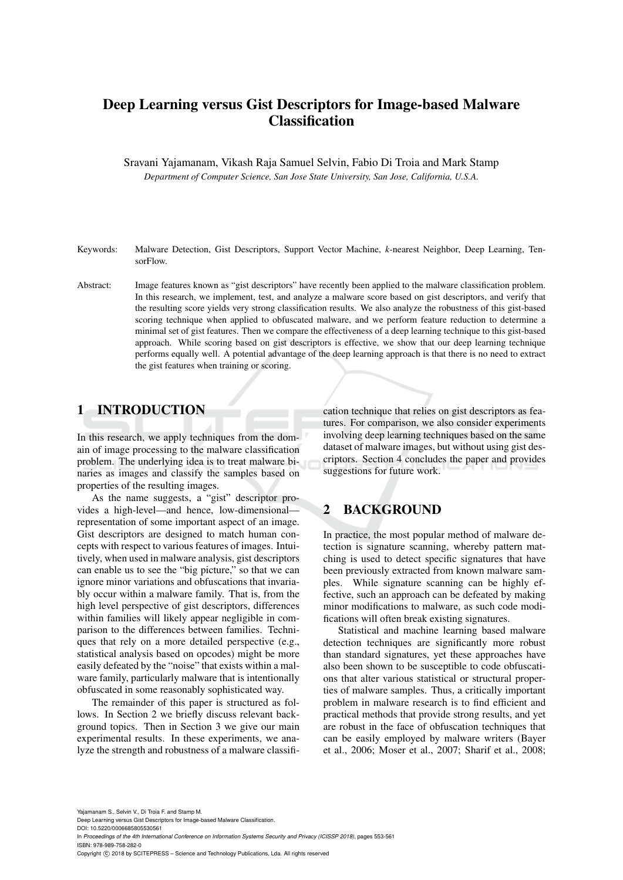# Deep Learning versus Gist Descriptors for Image-based Malware Classification

Sravani Yajamanam, Vikash Raja Samuel Selvin, Fabio Di Troia and Mark Stamp

*Department of Computer Science, San Jose State University, San Jose, California, U.S.A.*

Keywords: Malware Detection, Gist Descriptors, Support Vector Machine, *k*-nearest Neighbor, Deep Learning, TensorFlow.

Abstract: Image features known as "gist descriptors" have recently been applied to the malware classification problem. In this research, we implement, test, and analyze a malware score based on gist descriptors, and verify that the resulting score yields very strong classification results. We also analyze the robustness of this gist-based scoring technique when applied to obfuscated malware, and we perform feature reduction to determine a minimal set of gist features. Then we compare the effectiveness of a deep learning technique to this gist-based approach. While scoring based on gist descriptors is effective, we show that our deep learning technique performs equally well. A potential advantage of the deep learning approach is that there is no need to extract the gist features when training or scoring.

## 1 INTRODUCTION

In this research, we apply techniques from the domain of image processing to the malware classification problem. The underlying idea is to treat malware binaries as images and classify the samples based on properties of the resulting images.

As the name suggests, a "gist" descriptor provides a high-level—and hence, low-dimensional—representation of some important aspect of an image. Gist descriptors are designed to match human concepts with respect to various features of images. Intuitively, when used in malware analysis, gist descriptors can enable us to see the "big picture," so that we can ignore minor variations and obfuscations that invariably occur within a malware family. That is, from the high level perspective of gist descriptors, differences within families will likely appear negligible in comparison to the differences between families. Techniques that rely on a more detailed perspective (e.g., statistical analysis based on opcodes) might be more easily defeated by the "noise" that exists within a malware family, particularly malware that is intentionally obfuscated in some reasonably sophisticated way.

The remainder of this paper is structured as follows. In Section 2 we briefly discuss relevant background topics. Then in Section 3 we give our main experimental results. In these experiments, we analyze the strength and robustness of a malware classification technique that relies on gist descriptors as features. For comparison, we also consider experiments involving deep learning techniques based on the same dataset of malware images, but without using gist descriptors. Section 4 concludes the paper and provides suggestions for future work.

## 2 BACKGROUND

In practice, the most popular method of malware detection is signature scanning, whereby pattern matching is used to detect specific signatures that have been previously extracted from known malware samples. While signature scanning can be highly effective, such an approach can be defeated by making minor modifications to malware, as such code modifications will often break existing signatures.

Statistical and machine learning based malware detection techniques are significantly more robust than standard signatures, yet these approaches have also been shown to be susceptible to code obfuscations that alter various statistical or structural properties of malware samples. Thus, a critically important problem in malware research is to find efficient and practical methods that provide strong results, and yet are robust in the face of obfuscation techniques that can be easily employed by malware writers (Bayer et al., 2006; Moser et al., 2007; Sharif et al., 2008;

Yajamanam S., Selvin V., Di Troia F. and Stamp M.
Deep Learning versus Gist Descriptors for Image-based Malware Classification.
DOI: 10.5220/0006685805530561
In *Proceedings of the 4th International Conference on Information Systems Security and Privacy (ICISSP 2018)*, pages 553-561
ISBN: 978-989-758-282-0
Copyright © 2018 by SCITEPRESS – Science and Technology Publications, Lda. All rights reserved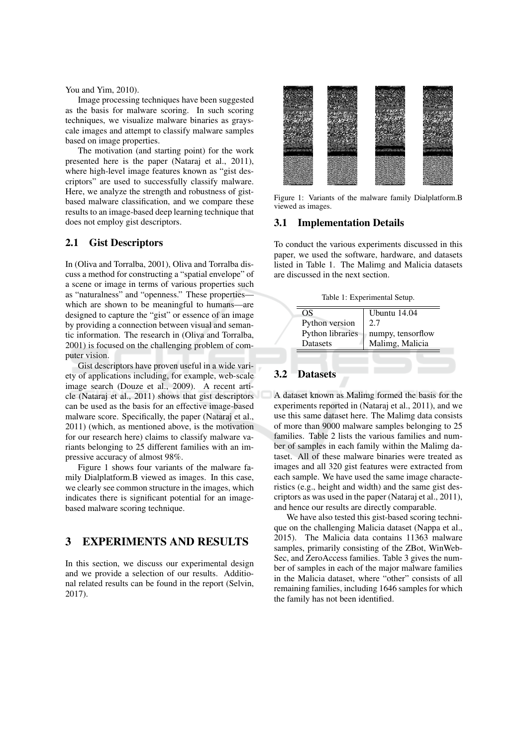You and Yim, 2010).

Image processing techniques have been suggested as the basis for malware scoring. In such scoring techniques, we visualize malware binaries as grayscale images and attempt to classify malware samples based on image properties.

The motivation (and starting point) for the work presented here is the paper (Nataraj et al., 2011), where high-level image features known as "gist descriptors" are used to successfully classify malware. Here, we analyze the strength and robustness of gist-based malware classification, and we compare these results to an image-based deep learning technique that does not employ gist descriptors.

## 2.1 Gist Descriptors

In (Oliva and Torralba, 2001), Oliva and Torralba discuss a method for constructing a "spatial envelope" of a scene or image in terms of various properties such as "naturalness" and "openness." These properties—which are shown to be meaningful to humans—are designed to capture the "gist" or essence of an image by providing a connection between visual and semantic information. The research in (Oliva and Torralba, 2001) is focused on the challenging problem of computer vision.

Gist descriptors have proven useful in a wide variety of applications including, for example, web-scale image search (Douze et al., 2009). A recent article (Nataraj et al., 2011) shows that gist descriptors can be used as the basis for an effective image-based malware score. Specifically, the paper (Nataraj et al., 2011) (which, as mentioned above, is the motivation for our research here) claims to classify malware variants belonging to 25 different families with an impressive accuracy of almost 98%.

Figure 1 shows four variants of the malware family Dialplatform.B viewed as images. In this case, we clearly see common structure in the images, which indicates there is significant potential for an image-based malware scoring technique.

Figure 1: Variants of the malware family Dialplatform.B viewed as images.

# 3 EXPERIMENTS AND RESULTS

In this section, we discuss our experimental design and we provide a selection of our results. Additional related results can be found in the report (Selvin, 2017).

## 3.1 Implementation Details

To conduct the various experiments discussed in this paper, we used the software, hardware, and datasets listed in Table 1. The Malimg and Malicia datasets are discussed in the next section.

Table 1: Experimental Setup.

| | |
|---|---|
| OS | Ubuntu 14.04 |
| Python version | 2.7 |
| Python libraries | numpy, tensorflow |
| Datasets | Malimg, Malicia |

## 3.2 Datasets

A dataset known as Malimg formed the basis for the experiments reported in (Nataraj et al., 2011), and we use this same dataset here. The Malimg data consists of more than 9000 malware samples belonging to 25 families. Table 2 lists the various families and number of samples in each family within the Malimg dataset. All of these malware binaries were treated as images and all 320 gist features were extracted from each sample. We have used the same image characteristics (e.g., height and width) and the same gist descriptors as was used in the paper (Nataraj et al., 2011), and hence our results are directly comparable.

We have also tested this gist-based scoring technique on the challenging Malicia dataset (Nappa et al., 2015). The Malicia data contains 11363 malware samples, primarily consisting of the ZBot, WinWebSec, and ZeroAccess families. Table 3 gives the number of samples in each of the major malware families in the Malicia dataset, where "other" consists of all remaining families, including 1646 samples for which the family has not been identified.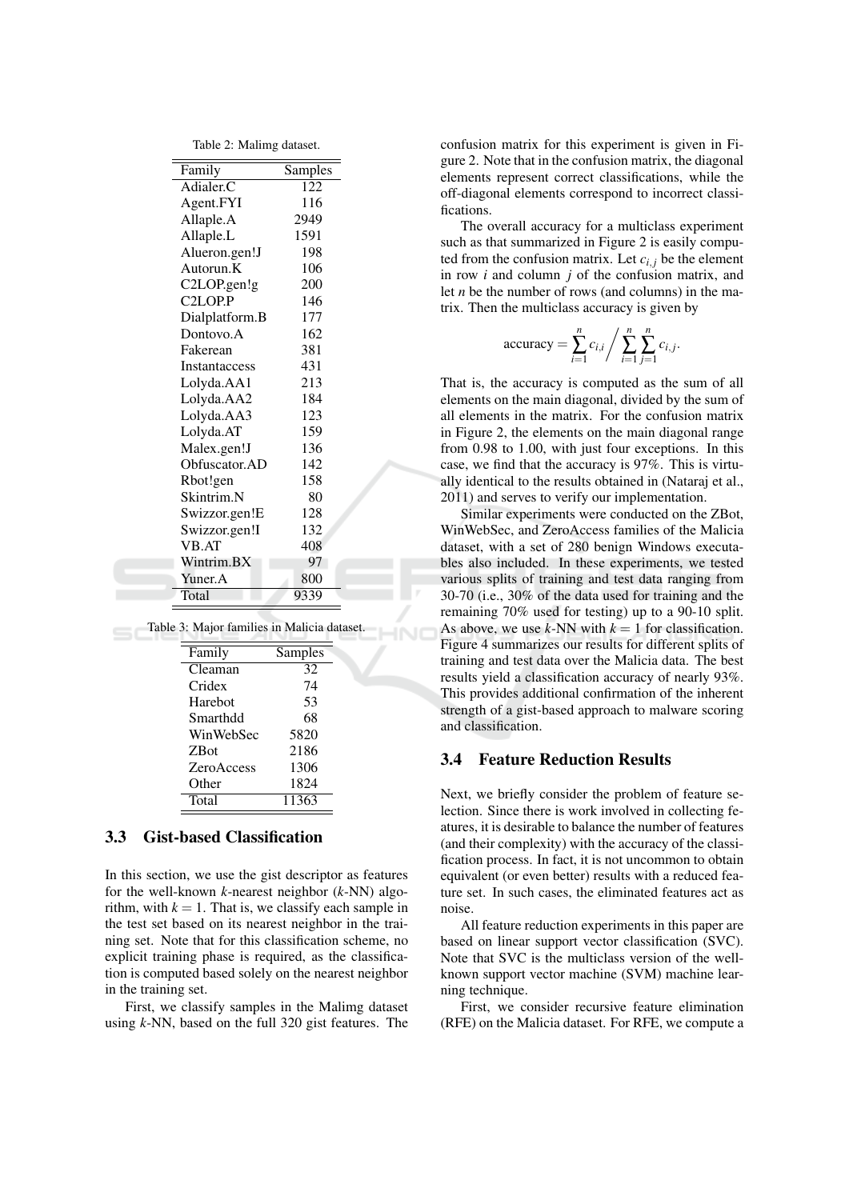Table 2: Malimg dataset.

| Family | Samples |
|---|---|
| Adialer.C | 122 |
| Agent.FYI | 116 |
| Allaple.A | 2949 |
| Allaple.L | 1591 |
| Alueron.gen!J | 198 |
| Autorun.K | 106 |
| C2LOP.gen!g | 200 |
| C2LOP.P | 146 |
| Dialplatform.B | 177 |
| Dontovo.A | 162 |
| Fakerean | 381 |
| Instantaccess | 431 |
| Lolyda.AA1 | 213 |
| Lolyda.AA2 | 184 |
| Lolyda.AA3 | 123 |
| Lolyda.AT | 159 |
| Malex.gen!J | 136 |
| Obfuscator.AD | 142 |
| Rbot!gen | 158 |
| Skintrim.N | 80 |
| Swizzor.gen!E | 128 |
| Swizzor.gen!I | 132 |
| VB.AT | 408 |
| Wintrim.BX | 97 |
| Yuner.A | 800 |
| Total | 9339 |

Table 3: Major families in Malicia dataset.

| Family | Samples |
|---|---|
| Cleaman | 32 |
| Cridex | 74 |
| Harebot | 53 |
| Smarthdd | 68 |
| WinWebSec | 5820 |
| ZBot | 2186 |
| ZeroAccess | 1306 |
| Other | 1824 |
| Total | 11363 |

### 3.3 Gist-based Classification

In this section, we use the gist descriptor as features for the well-known $k$-nearest neighbor ($k$-NN) algorithm, with $k = 1$. That is, we classify each sample in the test set based on its nearest neighbor in the training set. Note that for this classification scheme, no explicit training phase is required, as the classification is computed based solely on the nearest neighbor in the training set.

First, we classify samples in the Malimg dataset using $k$-NN, based on the full 320 gist features. The confusion matrix for this experiment is given in Figure 2. Note that in the confusion matrix, the diagonal elements represent correct classifications, while the off-diagonal elements correspond to incorrect classifications.

The overall accuracy for a multiclass experiment such as that summarized in Figure 2 is easily computed from the confusion matrix. Let $c_{i,j}$ be the element in row $i$ and column $j$ of the confusion matrix, and let $n$ be the number of rows (and columns) in the matrix. Then the multiclass accuracy is given by

$$\text{accuracy} = \sum_{i=1}^{n} c_{i,i} \Big/ \sum_{i=1}^{n} \sum_{j=1}^{n} c_{i,j}.$$

That is, the accuracy is computed as the sum of all elements on the main diagonal, divided by the sum of all elements in the matrix. For the confusion matrix in Figure 2, the elements on the main diagonal range from 0.98 to 1.00, with just four exceptions. In this case, we find that the accuracy is 97%. This is virtually identical to the results obtained in (Nataraj et al., 2011) and serves to verify our implementation.

Similar experiments were conducted on the ZBot, WinWebSec, and ZeroAccess families of the Malicia dataset, with a set of 280 benign Windows executables also included. In these experiments, we tested various splits of training and test data ranging from 30-70 (i.e., 30% of the data used for training and the remaining 70% used for testing) up to a 90-10 split. As above, we use $k$-NN with $k = 1$ for classification. Figure 4 summarizes our results for different splits of training and test data over the Malicia data. The best results yield a classification accuracy of nearly 93%. This provides additional confirmation of the inherent strength of a gist-based approach to malware scoring and classification.

### 3.4 Feature Reduction Results

Next, we briefly consider the problem of feature selection. Since there is work involved in collecting features, it is desirable to balance the number of features (and their complexity) with the accuracy of the classification process. In fact, it is not uncommon to obtain equivalent (or even better) results with a reduced feature set. In such cases, the eliminated features act as noise.

All feature reduction experiments in this paper are based on linear support vector classification (SVC). Note that SVC is the multiclass version of the well-known support vector machine (SVM) machine learning technique.

First, we consider recursive feature elimination (RFE) on the Malicia dataset. For RFE, we compute a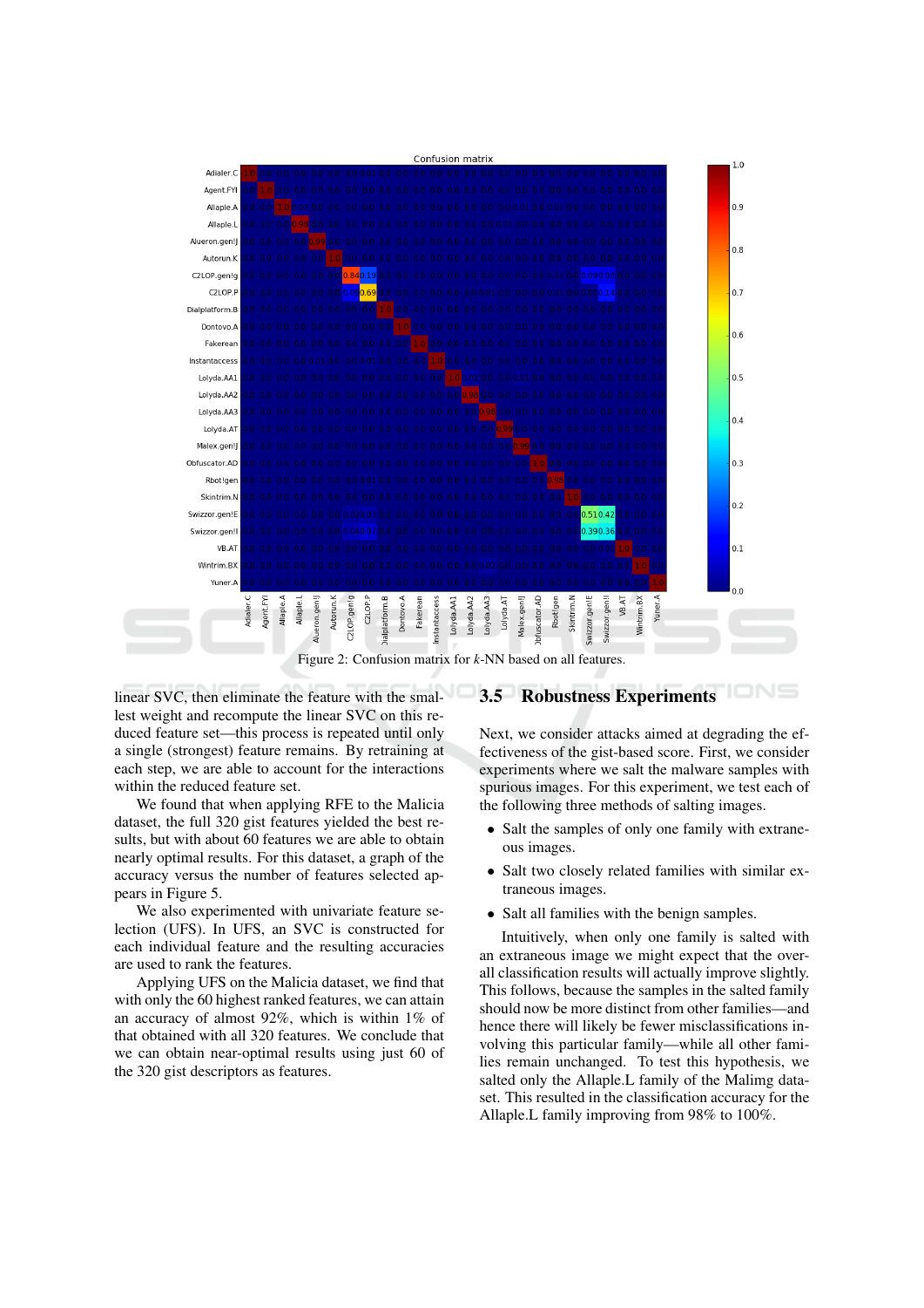Figure 2: Confusion matrix for $k$-NN based on all features.

linear SVC, then eliminate the feature with the smallest weight and recompute the linear SVC on this reduced feature set—this process is repeated until only a single (strongest) feature remains. By retraining at each step, we are able to account for the interactions within the reduced feature set.

We found that when applying RFE to the Malicia dataset, the full 320 gist features yielded the best results, but with about 60 features we are able to obtain nearly optimal results. For this dataset, a graph of the accuracy versus the number of features selected appears in Figure 5.

We also experimented with univariate feature selection (UFS). In UFS, an SVC is constructed for each individual feature and the resulting accuracies are used to rank the features.

Applying UFS on the Malicia dataset, we find that with only the 60 highest ranked features, we can attain an accuracy of almost 92%, which is within 1% of that obtained with all 320 features. We conclude that we can obtain near-optimal results using just 60 of the 320 gist descriptors as features.

### 3.5 Robustness Experiments

Next, we consider attacks aimed at degrading the effectiveness of the gist-based score. First, we consider experiments where we salt the malware samples with spurious images. For this experiment, we test each of the following three methods of salting images.

- Salt the samples of only one family with extraneous images.
- Salt two closely related families with similar extraneous images.
- Salt all families with the benign samples.

Intuitively, when only one family is salted with an extraneous image we might expect that the overall classification results will actually improve slightly. This follows, because the samples in the salted family should now be more distinct from other families—and hence there will likely be fewer misclassifications involving this particular family—while all other families remain unchanged. To test this hypothesis, we salted only the Allaple.L family of the Malimg dataset. This resulted in the classification accuracy for the Allaple.L family improving from 98% to 100%.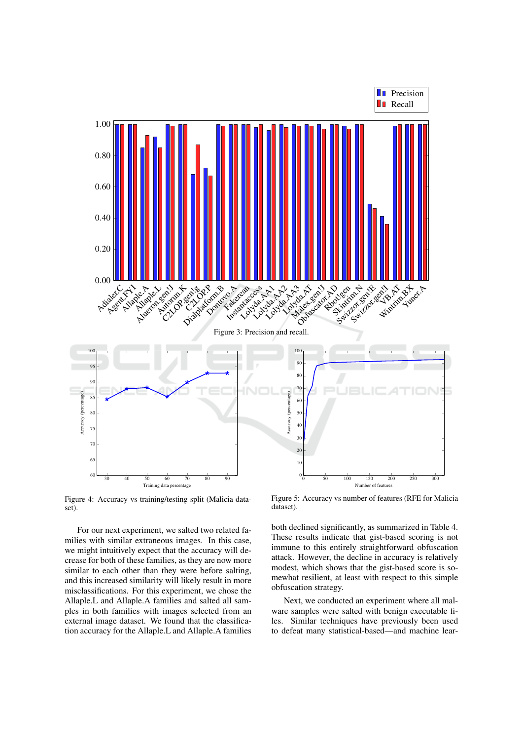Figure 3: Precision and recall.

Figure 4: Accuracy vs training/testing split (Malicia dataset).

Figure 5: Accuracy vs number of features (RFE for Malicia dataset).

For our next experiment, we salted two related families with similar extraneous images. In this case, we might intuitively expect that the accuracy will decrease for both of these families, as they are now more similar to each other than they were before salting, and this increased similarity will likely result in more misclassifications. For this experiment, we chose the Allaple.L and Allaple.A families and salted all samples in both families with images selected from an external image dataset. We found that the classification accuracy for the Allaple.L and Allaple.A families both declined significantly, as summarized in Table 4. These results indicate that gist-based scoring is not immune to this entirely straightforward obfuscation attack. However, the decline in accuracy is relatively modest, which shows that the gist-based score is somewhat resilient, at least with respect to this simple obfuscation strategy.

Next, we conducted an experiment where all malware samples were salted with benign executable files. Similar techniques have previously been used to defeat many statistical-based—and machine lear-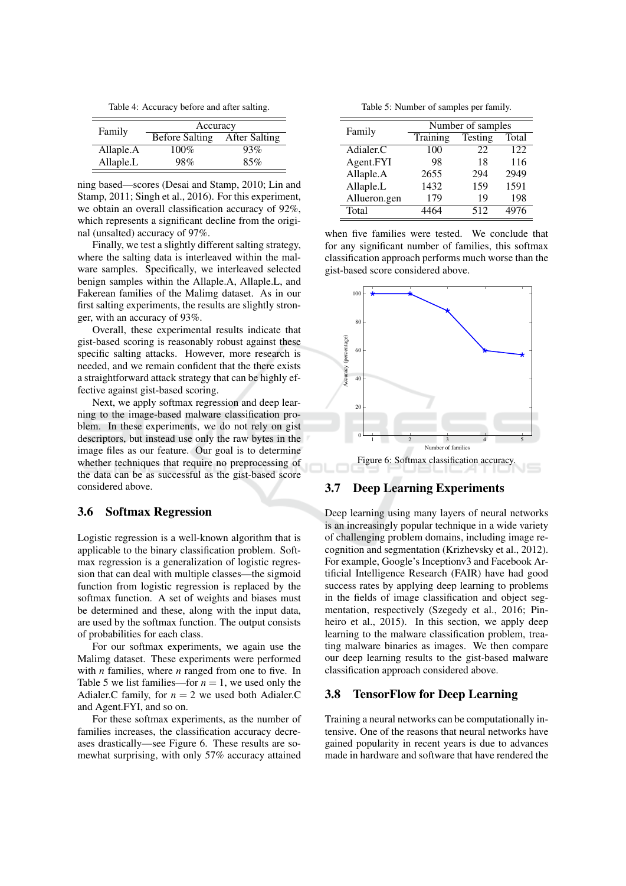Table 4: Accuracy before and after salting.

| Family | Accuracy | |
|---|---|---|
| | Before Salting | After Salting |
| Allaple.A | 100% | 93% |
| Allaple.L | 98% | 85% |

ning based—scores (Desai and Stamp, 2010; Lin and Stamp, 2011; Singh et al., 2016). For this experiment, we obtain an overall classification accuracy of 92%, which represents a significant decline from the original (unsalted) accuracy of 97%.

Finally, we test a slightly different salting strategy, where the salting data is interleaved within the malware samples. Specifically, we interleaved selected benign samples within the Allaple.A, Allaple.L, and Fakerean families of the Malimg dataset. As in our first salting experiments, the results are slightly stronger, with an accuracy of 93%.

Overall, these experimental results indicate that gist-based scoring is reasonably robust against these specific salting attacks. However, more research is needed, and we remain confident that the there exists a straightforward attack strategy that can be highly effective against gist-based scoring.

Next, we apply softmax regression and deep learning to the image-based malware classification problem. In these experiments, we do not rely on gist descriptors, but instead use only the raw bytes in the image files as our feature. Our goal is to determine whether techniques that require no preprocessing of the data can be as successful as the gist-based score considered above.

### 3.6 Softmax Regression

Logistic regression is a well-known algorithm that is applicable to the binary classification problem. Softmax regression is a generalization of logistic regression that can deal with multiple classes—the sigmoid function from logistic regression is replaced by the softmax function. A set of weights and biases must be determined and these, along with the input data, are used by the softmax function. The output consists of probabilities for each class.

For our softmax experiments, we again use the Malimg dataset. These experiments were performed with $n$ families, where $n$ ranged from one to five. In Table 5 we list families—for $n = 1$, we used only the Adialer.C family, for $n = 2$ we used both Adialer.C and Agent.FYI, and so on.

For these softmax experiments, as the number of families increases, the classification accuracy decreases drastically—see Figure 6. These results are somewhat surprising, with only 57% accuracy attained when five families were tested. We conclude that for any significant number of families, this softmax classification approach performs much worse than the gist-based score considered above.

Table 5: Number of samples per family.

| Family | Number of samples | | |
|---|---|---|---|
| | Training | Testing | Total |
| Adialer.C | 100 | 22 | 122 |
| Agent.FYI | 98 | 18 | 116 |
| Allaple.A | 2655 | 294 | 2949 |
| Allaple.L | 1432 | 159 | 1591 |
| Allueron.gen | 179 | 19 | 198 |
| Total | 4464 | 512 | 4976 |

Figure 6: Softmax classification accuracy.

### 3.7 Deep Learning Experiments

Deep learning using many layers of neural networks is an increasingly popular technique in a wide variety of challenging problem domains, including image recognition and segmentation (Krizhevsky et al., 2012). For example, Google's Inceptionv3 and Facebook Artificial Intelligence Research (FAIR) have had good success rates by applying deep learning to problems in the fields of image classification and object segmentation, respectively (Szegedy et al., 2016; Pinheiro et al., 2015). In this section, we apply deep learning to the malware classification problem, treating malware binaries as images. We then compare our deep learning results to the gist-based malware classification approach considered above.

### 3.8 TensorFlow for Deep Learning

Training a neural networks can be computationally intensive. One of the reasons that neural networks have gained popularity in recent years is due to advances made in hardware and software that have rendered the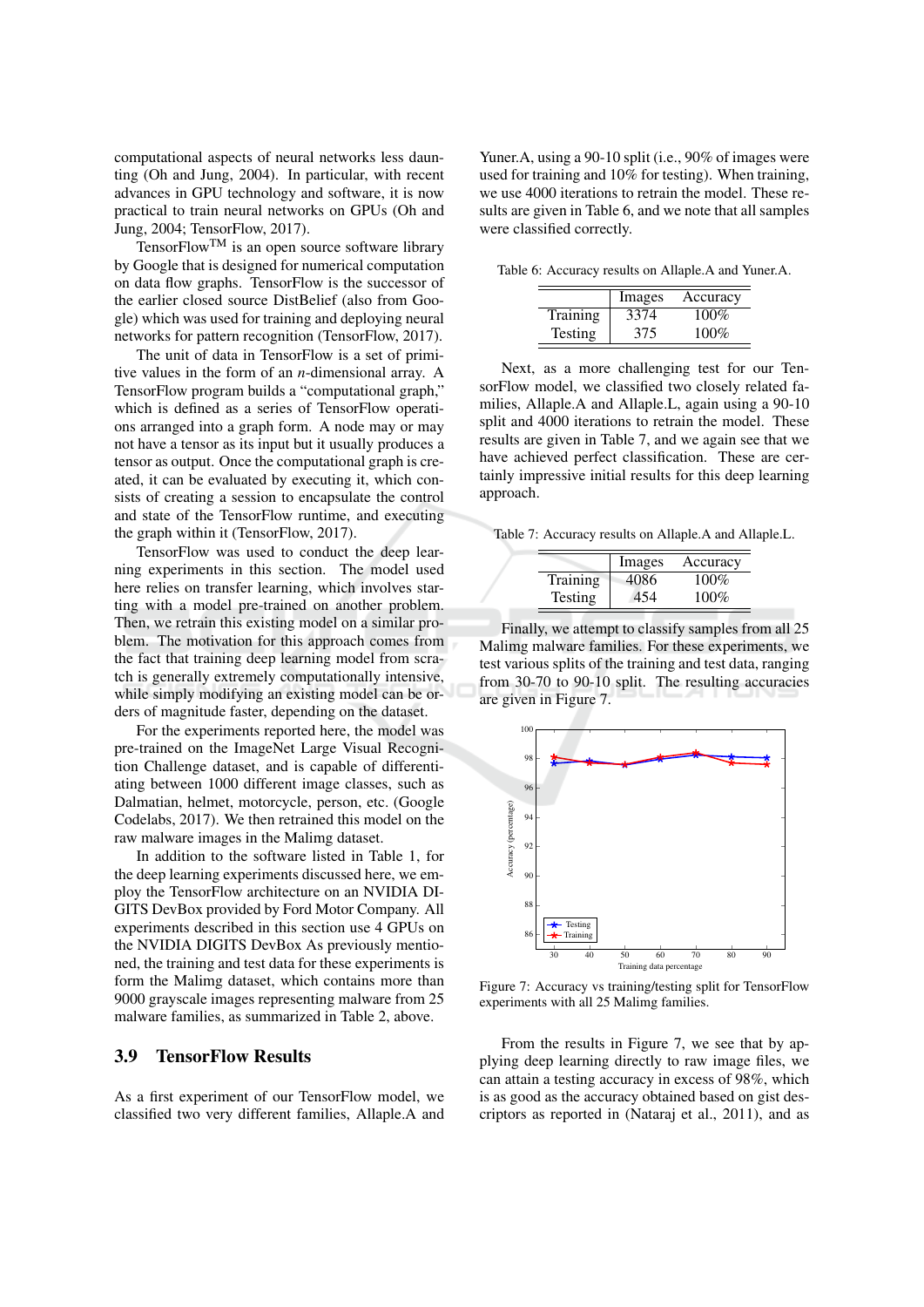computational aspects of neural networks less daunting (Oh and Jung, 2004). In particular, with recent advances in GPU technology and software, it is now practical to train neural networks on GPUs (Oh and Jung, 2004; TensorFlow, 2017).

TensorFlow™ is an open source software library by Google that is designed for numerical computation on data flow graphs. TensorFlow is the successor of the earlier closed source DistBelief (also from Google) which was used for training and deploying neural networks for pattern recognition (TensorFlow, 2017).

The unit of data in TensorFlow is a set of primitive values in the form of an $n$-dimensional array. A TensorFlow program builds a "computational graph," which is defined as a series of TensorFlow operations arranged into a graph form. A node may or may not have a tensor as its input but it usually produces a tensor as output. Once the computational graph is created, it can be evaluated by executing it, which consists of creating a session to encapsulate the control and state of the TensorFlow runtime, and executing the graph within it (TensorFlow, 2017).

TensorFlow was used to conduct the deep learning experiments in this section. The model used here relies on transfer learning, which involves starting with a model pre-trained on another problem. Then, we retrain this existing model on a similar problem. The motivation for this approach comes from the fact that training deep learning model from scratch is generally extremely computationally intensive, while simply modifying an existing model can be orders of magnitude faster, depending on the dataset.

For the experiments reported here, the model was pre-trained on the ImageNet Large Visual Recognition Challenge dataset, and is capable of differentiating between 1000 different image classes, such as Dalmatian, helmet, motorcycle, person, etc. (Google Codelabs, 2017). We then retrained this model on the raw malware images in the Malimg dataset.

In addition to the software listed in Table 1, for the deep learning experiments discussed here, we employ the TensorFlow architecture on an NVIDIA DIGITS DevBox provided by Ford Motor Company. All experiments described in this section use 4 GPUs on the NVIDIA DIGITS DevBox As previously mentioned, the training and test data for these experiments is form the Malimg dataset, which contains more than 9000 grayscale images representing malware from 25 malware families, as summarized in Table 2, above.

### 3.9 TensorFlow Results

As a first experiment of our TensorFlow model, we classified two very different families, Allaple.A and Yuner.A, using a 90-10 split (i.e., 90% of images were used for training and 10% for testing). When training, we use 4000 iterations to retrain the model. These results are given in Table 6, and we note that all samples were classified correctly.

Table 6: Accuracy results on Allaple.A and Yuner.A.

| | Images | Accuracy |
|---|---|---|
| Training | 3374 | 100% |
| Testing | 375 | 100% |

Next, as a more challenging test for our TensorFlow model, we classified two closely related families, Allaple.A and Allaple.L, again using a 90-10 split and 4000 iterations to retrain the model. These results are given in Table 7, and we again see that we have achieved perfect classification. These are certainly impressive initial results for this deep learning approach.

Table 7: Accuracy results on Allaple.A and Allaple.L.

| | Images | Accuracy |
|---|---|---|
| Training | 4086 | 100% |
| Testing | 454 | 100% |

Finally, we attempt to classify samples from all 25 Malimg malware families. For these experiments, we test various splits of the training and test data, ranging from 30-70 to 90-10 split. The resulting accuracies are given in Figure 7.

Figure 7: Accuracy vs training/testing split for TensorFlow experiments with all 25 Malimg families.

From the results in Figure 7, we see that by applying deep learning directly to raw image files, we can attain a testing accuracy in excess of 98%, which is as good as the accuracy obtained based on gist descriptors as reported in (Nataraj et al., 2011), and as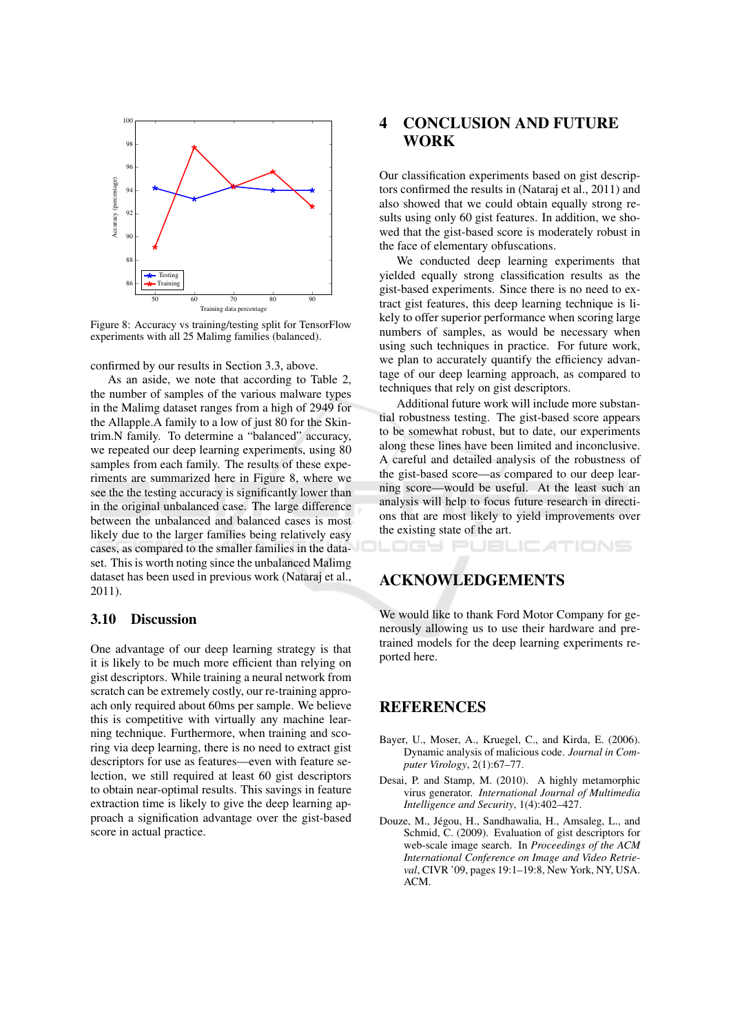Figure 8: Accuracy vs training/testing split for TensorFlow experiments with all 25 Malimg families (balanced).

confirmed by our results in Section 3.3, above.

As an aside, we note that according to Table 2, the number of samples of the various malware types in the Malimg dataset ranges from a high of 2949 for the Allapple.A family to a low of just 80 for the Skintrim.N family. To determine a "balanced" accuracy, we repeated our deep learning experiments, using 80 samples from each family. The results of these experiments are summarized here in Figure 8, where we see the the testing accuracy is significantly lower than in the original unbalanced case. The large difference between the unbalanced and balanced cases is most likely due to the larger families being relatively easy cases, as compared to the smaller families in the dataset. This is worth noting since the unbalanced Malimg dataset has been used in previous work (Nataraj et al., 2011).

### 3.10 Discussion

One advantage of our deep learning strategy is that it is likely to be much more efficient than relying on gist descriptors. While training a neural network from scratch can be extremely costly, our re-training approach only required about 60ms per sample. We believe this is competitive with virtually any machine learning technique. Furthermore, when training and scoring via deep learning, there is no need to extract gist descriptors for use as features—even with feature selection, we still required at least 60 gist descriptors to obtain near-optimal results. This savings in feature extraction time is likely to give the deep learning approach a signification advantage over the gist-based score in actual practice.

## 4 CONCLUSION AND FUTURE WORK

Our classification experiments based on gist descriptors confirmed the results in (Nataraj et al., 2011) and also showed that we could obtain equally strong results using only 60 gist features. In addition, we showed that the gist-based score is moderately robust in the face of elementary obfuscations.

We conducted deep learning experiments that yielded equally strong classification results as the gist-based experiments. Since there is no need to extract gist features, this deep learning technique is likely to offer superior performance when scoring large numbers of samples, as would be necessary when using such techniques in practice. For future work, we plan to accurately quantify the efficiency advantage of our deep learning approach, as compared to techniques that rely on gist descriptors.

Additional future work will include more substantial robustness testing. The gist-based score appears to be somewhat robust, but to date, our experiments along these lines have been limited and inconclusive. A careful and detailed analysis of the robustness of the gist-based score—as compared to our deep learning score—would be useful. At the least such an analysis will help to focus future research in directions that are most likely to yield improvements over the existing state of the art.

## ACKNOWLEDGEMENTS

We would like to thank Ford Motor Company for generously allowing us to use their hardware and pretrained models for the deep learning experiments reported here.

## REFERENCES

Bayer, U., Moser, A., Kruegel, C., and Kirda, E. (2006). Dynamic analysis of malicious code. *Journal in Computer Virology*, 2(1):67–77.

Desai, P. and Stamp, M. (2010). A highly metamorphic virus generator. *International Journal of Multimedia Intelligence and Security*, 1(4):402–427.

Douze, M., Jégou, H., Sandhawalia, H., Amsaleg, L., and Schmid, C. (2009). Evaluation of gist descriptors for web-scale image search. In *Proceedings of the ACM International Conference on Image and Video Retrieval*, CIVR '09, pages 19:1–19:8, New York, NY, USA. ACM.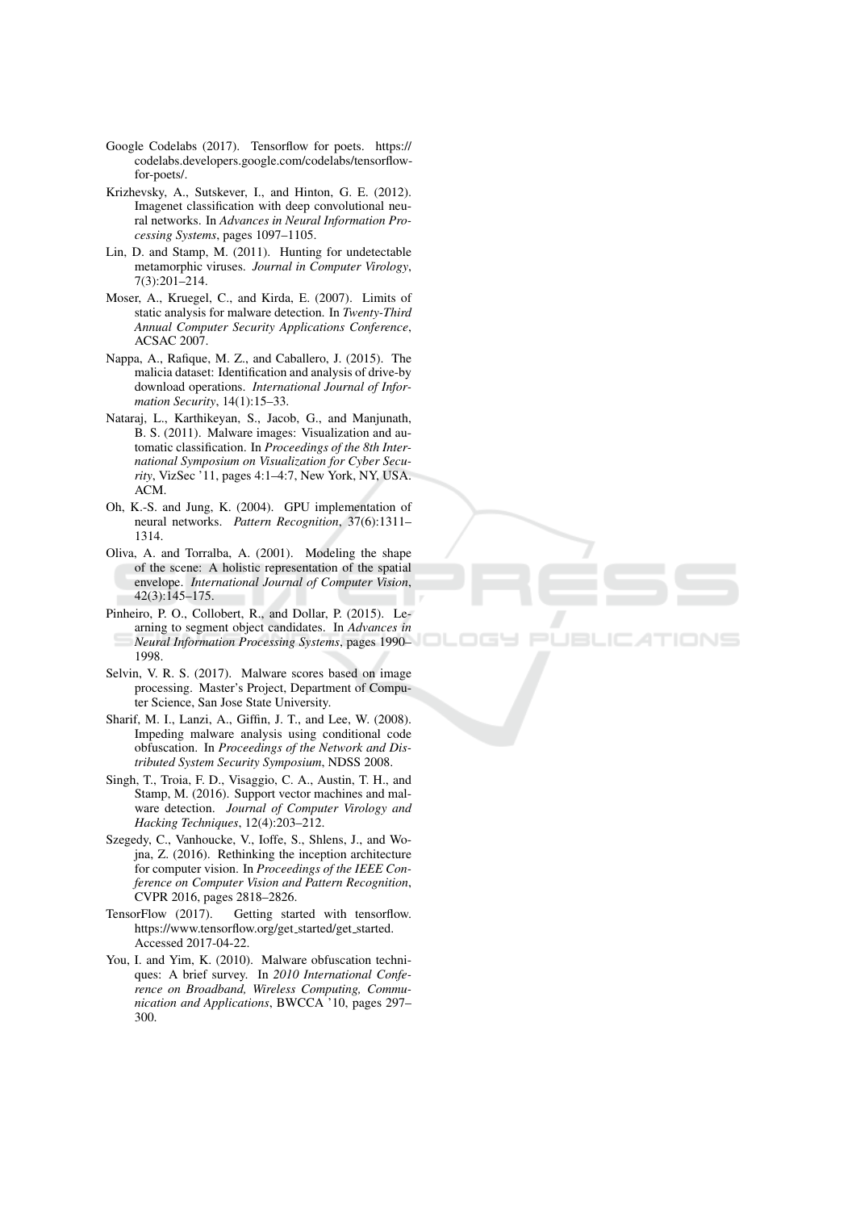Google Codelabs (2017). Tensorflow for poets. https://codelabs.developers.google.com/codelabs/tensorflow-for-poets/.

Krizhevsky, A., Sutskever, I., and Hinton, G. E. (2012). Imagenet classification with deep convolutional neural networks. In *Advances in Neural Information Processing Systems*, pages 1097–1105.

Lin, D. and Stamp, M. (2011). Hunting for undetectable metamorphic viruses. *Journal in Computer Virology*, 7(3):201–214.

Moser, A., Kruegel, C., and Kirda, E. (2007). Limits of static analysis for malware detection. In *Twenty-Third Annual Computer Security Applications Conference*, ACSAC 2007.

Nappa, A., Rafique, M. Z., and Caballero, J. (2015). The malicia dataset: Identification and analysis of drive-by download operations. *International Journal of Information Security*, 14(1):15–33.

Nataraj, L., Karthikeyan, S., Jacob, G., and Manjunath, B. S. (2011). Malware images: Visualization and automatic classification. In *Proceedings of the 8th International Symposium on Visualization for Cyber Security*, VizSec '11, pages 4:1–4:7, New York, NY, USA. ACM.

Oh, K.-S. and Jung, K. (2004). GPU implementation of neural networks. *Pattern Recognition*, 37(6):1311–1314.

Oliva, A. and Torralba, A. (2001). Modeling the shape of the scene: A holistic representation of the spatial envelope. *International Journal of Computer Vision*, 42(3):145–175.

Pinheiro, P. O., Collobert, R., and Dollar, P. (2015). Learning to segment object candidates. In *Advances in Neural Information Processing Systems*, pages 1990–1998.

Selvin, V. R. S. (2017). Malware scores based on image processing. Master's Project, Department of Computer Science, San Jose State University.

Sharif, M. I., Lanzi, A., Giffin, J. T., and Lee, W. (2008). Impeding malware analysis using conditional code obfuscation. In *Proceedings of the Network and Distributed System Security Symposium*, NDSS 2008.

Singh, T., Troia, F. D., Visaggio, C. A., Austin, T. H., and Stamp, M. (2016). Support vector machines and malware detection. *Journal of Computer Virology and Hacking Techniques*, 12(4):203–212.

Szegedy, C., Vanhoucke, V., Ioffe, S., Shlens, J., and Wojna, Z. (2016). Rethinking the inception architecture for computer vision. In *Proceedings of the IEEE Conference on Computer Vision and Pattern Recognition*, CVPR 2016, pages 2818–2826.

TensorFlow (2017). Getting started with tensorflow. https://www.tensorflow.org/get_started/get_started. Accessed 2017-04-22.

You, I. and Yim, K. (2010). Malware obfuscation techniques: A brief survey. In *2010 International Conference on Broadband, Wireless Computing, Communication and Applications*, BWCCA '10, pages 297–300.